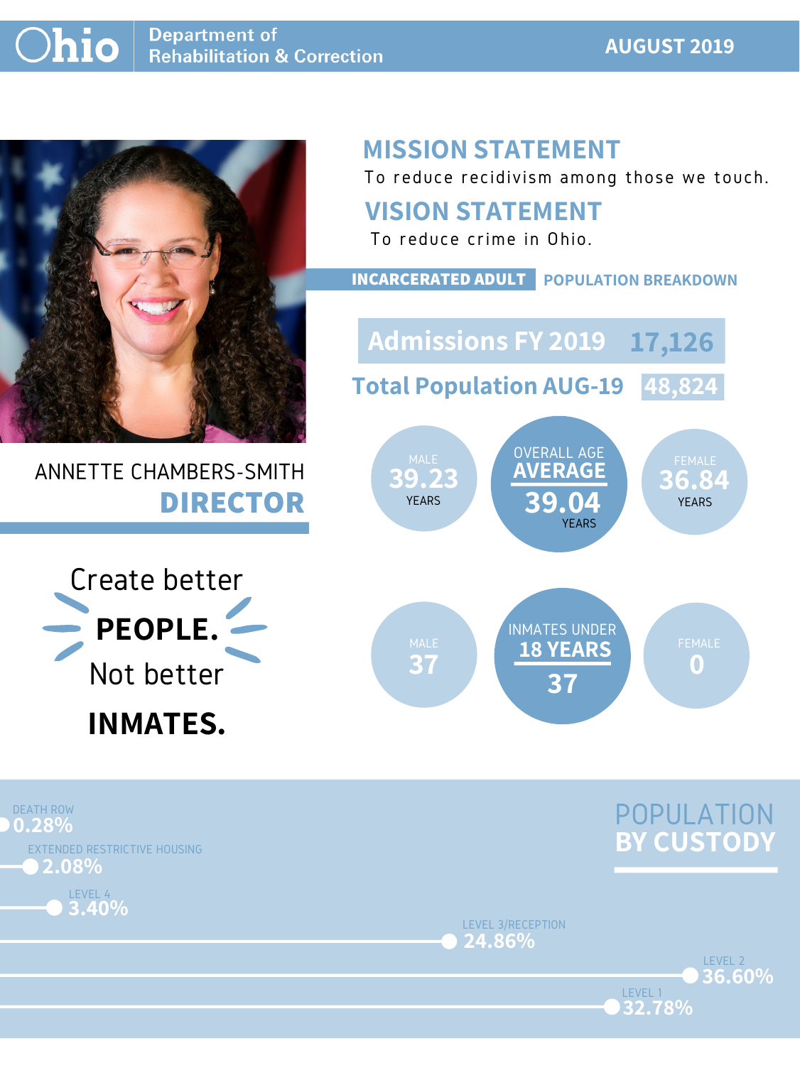# Ohio Department of Rehabilitation & Correction

**AUGUST 2019**

ANNETTE CHAMBERS-SMITH
**DIRECTOR**

Create better
**PEOPLE.**
Not better
**INMATES.**

## MISSION STATEMENT

To reduce recidivism among those we touch.

## VISION STATEMENT

To reduce crime in Ohio.

## INCARCERATED ADULT POPULATION BREAKDOWN

**Admissions FY 2019** 17,126

**Total Population AUG-19** 48,824

| MALE | OVERALL AGE AVERAGE | FEMALE |
|---|---|---|
| 39.23 YEARS | 39.04 YEARS | 36.84 YEARS |

| MALE | INMATES UNDER 18 YEARS | FEMALE |
|---|---|---|
| 37 | 37 | 0 |

## POPULATION BY CUSTODY

| Custody | Percentage |
|---|---|
| DEATH ROW | 0.28% |
| EXTENDED RESTRICTIVE HOUSING | 2.08% |
| LEVEL 4 | 3.40% |
| LEVEL 3/RECEPTION | 24.86% |
| LEVEL 2 | 36.60% |
| LEVEL 1 | 32.78% |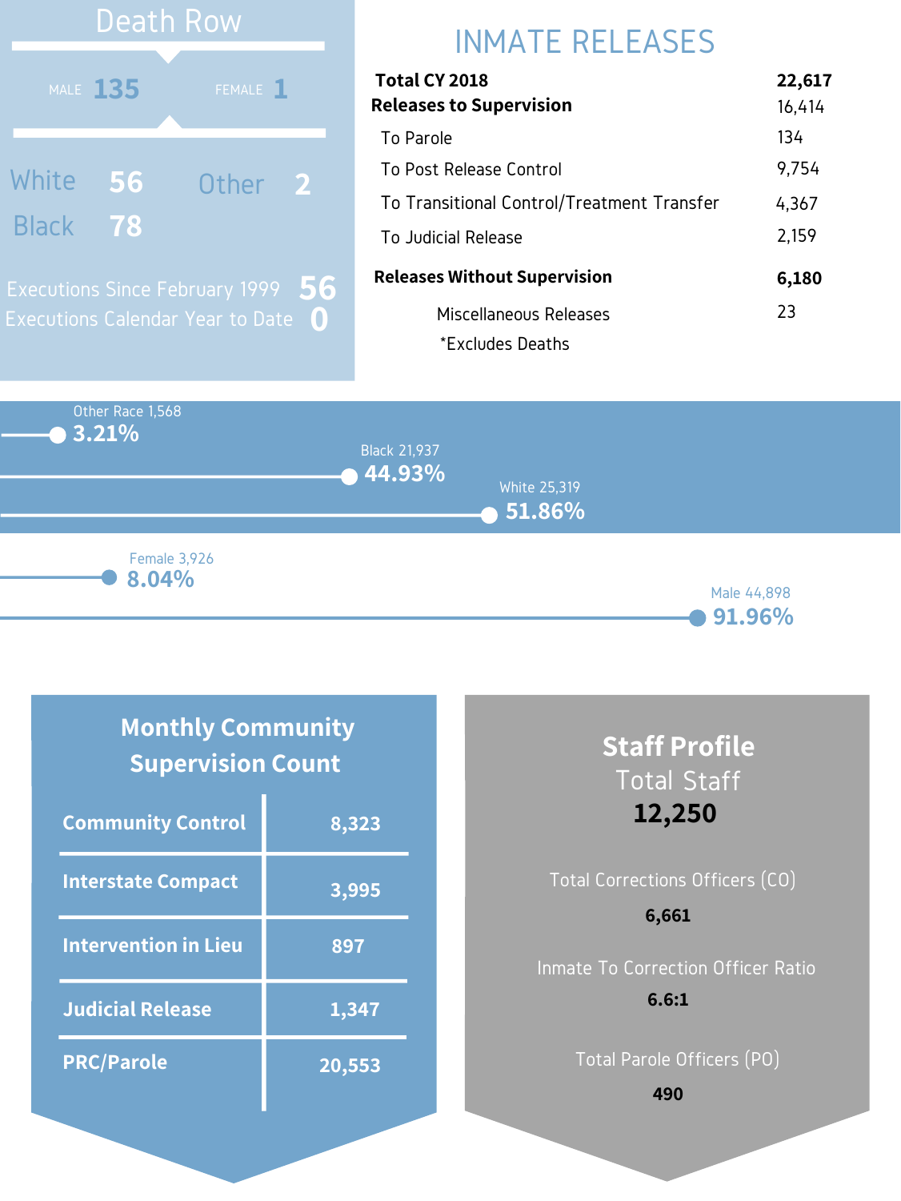## Death Row

| MALE | FEMALE |
|---|---|
| 135 | 1 |

| Race | Count |
|---|---|
| White | 56 |
| Black | 78 |
| Other | 2 |

Executions Since February 1999 **56**

Executions Calendar Year to Date **0**

## INMATE RELEASES

| | |
|---|---|
| **Total CY 2018** | **22,617** |
| **Releases to Supervision** | 16,414 |
| To Parole | 134 |
| To Post Release Control | 9,754 |
| To Transitional Control/Treatment Transfer | 4,367 |
| To Judicial Release | 2,159 |
| **Releases Without Supervision** | **6,180** |
| Miscellaneous Releases | 23 |

*Excludes Deaths

Other Race 1,568 **3.21%**

Black 21,937 **44.93%**

White 25,319 **51.86%**

Female 3,926 **8.04%**

Male 44,898 **91.96%**

## Monthly Community Supervision Count

| | |
|---|---|
| **Community Control** | **8,323** |
| **Interstate Compact** | **3,995** |
| **Intervention in Lieu** | **897** |
| **Judicial Release** | **1,347** |
| **PRC/Parole** | **20,553** |

## Staff Profile

Total Staff

**12,250**

Total Corrections Officers (CO)

**6,661**

Inmate To Correction Officer Ratio

**6.6:1**

Total Parole Officers (PO)

**490**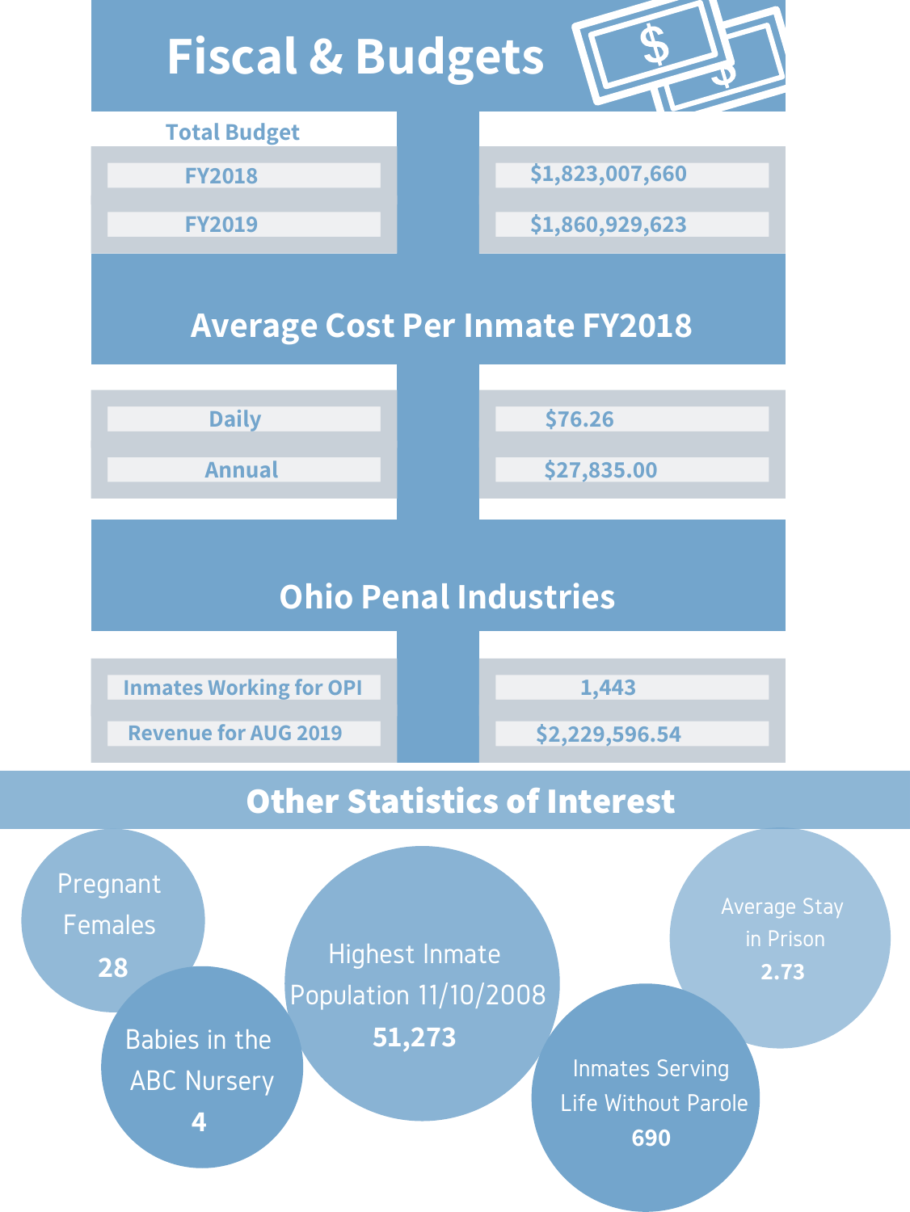# Fiscal & Budgets

| Total Budget | |
|---|---|
| FY2018 | $1,823,007,660 |
| FY2019 | $1,860,929,623 |

## Average Cost Per Inmate FY2018

| | |
|---|---|
| Daily | $76.26 |
| Annual | $27,835.00 |

## Ohio Penal Industries

| | |
|---|---|
| Inmates Working for OPI | 1,443 |
| Revenue for AUG 2019 | $2,229,596.54 |

## Other Statistics of Interest

Pregnant Females
**28**

Babies in the ABC Nursery
**4**

Highest Inmate Population 11/10/2008
**51,273**

Inmates Serving Life Without Parole
**690**

Average Stay in Prison
**2.73**